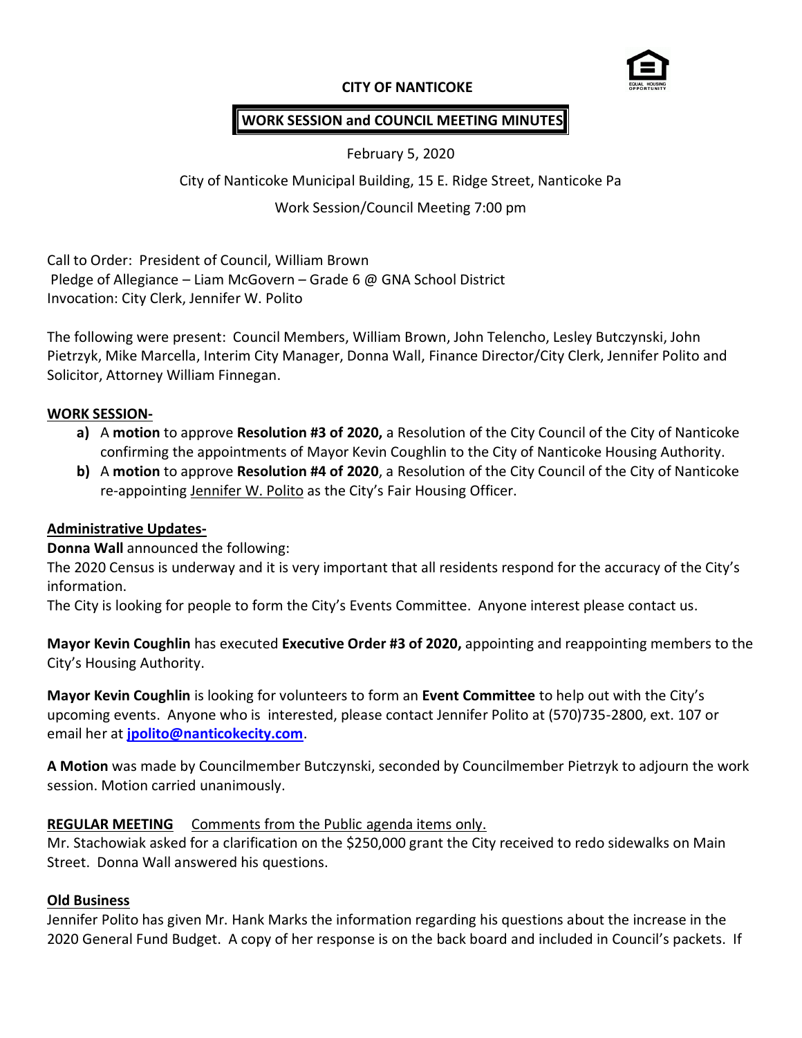**CITY OF NANTICOKE**

**WORK SESSION and COUNCIL MEETING MINUTES**

February 5, 2020

City of Nanticoke Municipal Building, 15 E. Ridge Street, Nanticoke Pa

Work Session/Council Meeting 7:00 pm

Call to Order: President of Council, William Brown
Pledge of Allegiance – Liam McGovern – Grade 6 @ GNA School District
Invocation: City Clerk, Jennifer W. Polito

The following were present: Council Members, William Brown, John Telencho, Lesley Butczynski, John Pietrzyk, Mike Marcella, Interim City Manager, Donna Wall, Finance Director/City Clerk, Jennifer Polito and Solicitor, Attorney William Finnegan.

**WORK SESSION-**

- **a)** A **motion** to approve **Resolution #3 of 2020,** a Resolution of the City Council of the City of Nanticoke confirming the appointments of Mayor Kevin Coughlin to the City of Nanticoke Housing Authority.
- **b)** A **motion** to approve **Resolution #4 of 2020**, a Resolution of the City Council of the City of Nanticoke re-appointing Jennifer W. Polito as the City's Fair Housing Officer.

**Administrative Updates-**

**Donna Wall** announced the following:
The 2020 Census is underway and it is very important that all residents respond for the accuracy of the City's information.
The City is looking for people to form the City's Events Committee. Anyone interest please contact us.

**Mayor Kevin Coughlin** has executed **Executive Order #3 of 2020,** appointing and reappointing members to the City's Housing Authority.

**Mayor Kevin Coughlin** is looking for volunteers to form an **Event Committee** to help out with the City's upcoming events. Anyone who is interested, please contact Jennifer Polito at (570)735-2800, ext. 107 or email her at **jpolito@nanticokecity.com**.

**A Motion** was made by Councilmember Butczynski, seconded by Councilmember Pietrzyk to adjourn the work session. Motion carried unanimously.

**REGULAR MEETING** Comments from the Public agenda items only.
Mr. Stachowiak asked for a clarification on the $250,000 grant the City received to redo sidewalks on Main Street. Donna Wall answered his questions.

**Old Business**
Jennifer Polito has given Mr. Hank Marks the information regarding his questions about the increase in the 2020 General Fund Budget. A copy of her response is on the back board and included in Council's packets. If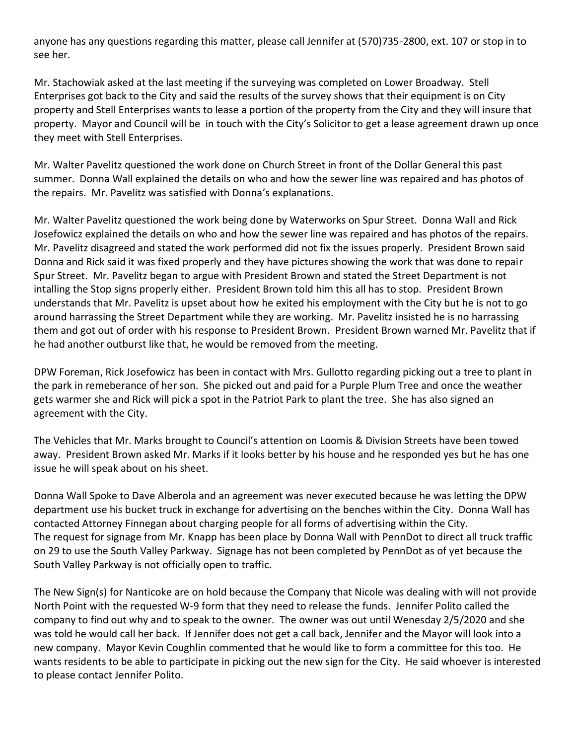anyone has any questions regarding this matter, please call Jennifer at (570)735-2800, ext. 107 or stop in to see her.

Mr. Stachowiak asked at the last meeting if the surveying was completed on Lower Broadway. Stell Enterprises got back to the City and said the results of the survey shows that their equipment is on City property and Stell Enterprises wants to lease a portion of the property from the City and they will insure that property. Mayor and Council will be in touch with the City's Solicitor to get a lease agreement drawn up once they meet with Stell Enterprises.

Mr. Walter Pavelitz questioned the work done on Church Street in front of the Dollar General this past summer. Donna Wall explained the details on who and how the sewer line was repaired and has photos of the repairs. Mr. Pavelitz was satisfied with Donna's explanations.

Mr. Walter Pavelitz questioned the work being done by Waterworks on Spur Street. Donna Wall and Rick Josefowicz explained the details on who and how the sewer line was repaired and has photos of the repairs. Mr. Pavelitz disagreed and stated the work performed did not fix the issues properly. President Brown said Donna and Rick said it was fixed properly and they have pictures showing the work that was done to repair Spur Street. Mr. Pavelitz began to argue with President Brown and stated the Street Department is not intalling the Stop signs properly either. President Brown told him this all has to stop. President Brown understands that Mr. Pavelitz is upset about how he exited his employment with the City but he is not to go around harrassing the Street Department while they are working. Mr. Pavelitz insisted he is no harrassing them and got out of order with his response to President Brown. President Brown warned Mr. Pavelitz that if he had another outburst like that, he would be removed from the meeting.

DPW Foreman, Rick Josefowicz has been in contact with Mrs. Gullotto regarding picking out a tree to plant in the park in remeberance of her son. She picked out and paid for a Purple Plum Tree and once the weather gets warmer she and Rick will pick a spot in the Patriot Park to plant the tree. She has also signed an agreement with the City.

The Vehicles that Mr. Marks brought to Council's attention on Loomis & Division Streets have been towed away. President Brown asked Mr. Marks if it looks better by his house and he responded yes but he has one issue he will speak about on his sheet.

Donna Wall Spoke to Dave Alberola and an agreement was never executed because he was letting the DPW department use his bucket truck in exchange for advertising on the benches within the City. Donna Wall has contacted Attorney Finnegan about charging people for all forms of advertising within the City.
The request for signage from Mr. Knapp has been place by Donna Wall with PennDot to direct all truck traffic on 29 to use the South Valley Parkway. Signage has not been completed by PennDot as of yet because the South Valley Parkway is not officially open to traffic.

The New Sign(s) for Nanticoke are on hold because the Company that Nicole was dealing with will not provide North Point with the requested W-9 form that they need to release the funds. Jennifer Polito called the company to find out why and to speak to the owner. The owner was out until Wenesday 2/5/2020 and she was told he would call her back. If Jennifer does not get a call back, Jennifer and the Mayor will look into a new company. Mayor Kevin Coughlin commented that he would like to form a committee for this too. He wants residents to be able to participate in picking out the new sign for the City. He said whoever is interested to please contact Jennifer Polito.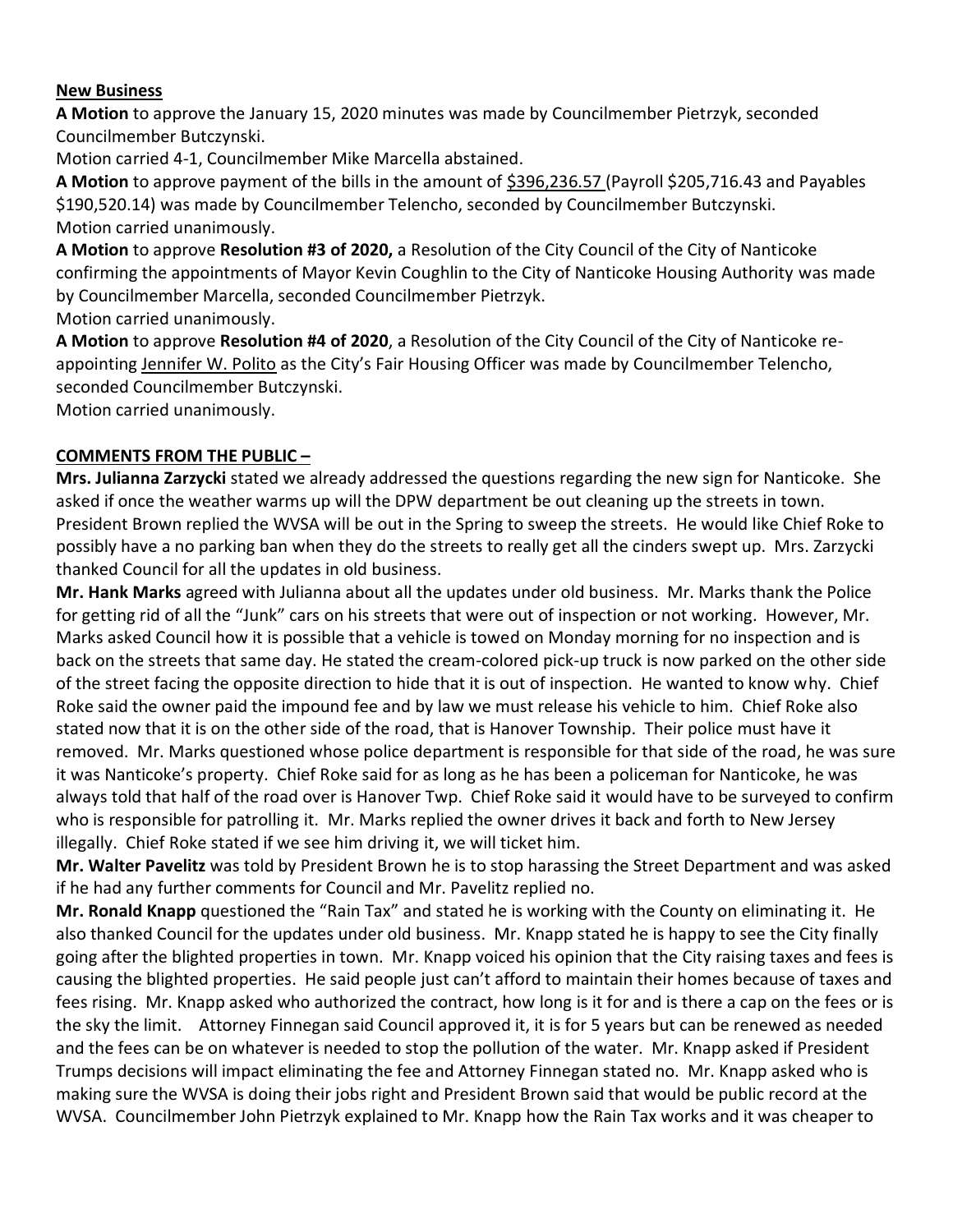**New Business**

**A Motion** to approve the January 15, 2020 minutes was made by Councilmember Pietrzyk, seconded Councilmember Butczynski.

Motion carried 4-1, Councilmember Mike Marcella abstained.

**A Motion** to approve payment of the bills in the amount of $396,236.57 (Payroll $205,716.43 and Payables $190,520.14) was made by Councilmember Telencho, seconded by Councilmember Butczynski.

Motion carried unanimously.

**A Motion** to approve **Resolution #3 of 2020,** a Resolution of the City Council of the City of Nanticoke confirming the appointments of Mayor Kevin Coughlin to the City of Nanticoke Housing Authority was made by Councilmember Marcella, seconded Councilmember Pietrzyk.

Motion carried unanimously.

**A Motion** to approve **Resolution #4 of 2020**, a Resolution of the City Council of the City of Nanticoke re-appointing Jennifer W. Polito as the City's Fair Housing Officer was made by Councilmember Telencho, seconded Councilmember Butczynski.

Motion carried unanimously.

**COMMENTS FROM THE PUBLIC –**

**Mrs. Julianna Zarzycki** stated we already addressed the questions regarding the new sign for Nanticoke. She asked if once the weather warms up will the DPW department be out cleaning up the streets in town. President Brown replied the WVSA will be out in the Spring to sweep the streets. He would like Chief Roke to possibly have a no parking ban when they do the streets to really get all the cinders swept up. Mrs. Zarzycki thanked Council for all the updates in old business.

**Mr. Hank Marks** agreed with Julianna about all the updates under old business. Mr. Marks thank the Police for getting rid of all the "Junk" cars on his streets that were out of inspection or not working. However, Mr. Marks asked Council how it is possible that a vehicle is towed on Monday morning for no inspection and is back on the streets that same day. He stated the cream-colored pick-up truck is now parked on the other side of the street facing the opposite direction to hide that it is out of inspection. He wanted to know why. Chief Roke said the owner paid the impound fee and by law we must release his vehicle to him. Chief Roke also stated now that it is on the other side of the road, that is Hanover Township. Their police must have it removed. Mr. Marks questioned whose police department is responsible for that side of the road, he was sure it was Nanticoke's property. Chief Roke said for as long as he has been a policeman for Nanticoke, he was always told that half of the road over is Hanover Twp. Chief Roke said it would have to be surveyed to confirm who is responsible for patrolling it. Mr. Marks replied the owner drives it back and forth to New Jersey illegally. Chief Roke stated if we see him driving it, we will ticket him.

**Mr. Walter Pavelitz** was told by President Brown he is to stop harassing the Street Department and was asked if he had any further comments for Council and Mr. Pavelitz replied no.

**Mr. Ronald Knapp** questioned the "Rain Tax" and stated he is working with the County on eliminating it. He also thanked Council for the updates under old business. Mr. Knapp stated he is happy to see the City finally going after the blighted properties in town. Mr. Knapp voiced his opinion that the City raising taxes and fees is causing the blighted properties. He said people just can't afford to maintain their homes because of taxes and fees rising. Mr. Knapp asked who authorized the contract, how long is it for and is there a cap on the fees or is the sky the limit. Attorney Finnegan said Council approved it, it is for 5 years but can be renewed as needed and the fees can be on whatever is needed to stop the pollution of the water. Mr. Knapp asked if President Trumps decisions will impact eliminating the fee and Attorney Finnegan stated no. Mr. Knapp asked who is making sure the WVSA is doing their jobs right and President Brown said that would be public record at the WVSA. Councilmember John Pietrzyk explained to Mr. Knapp how the Rain Tax works and it was cheaper to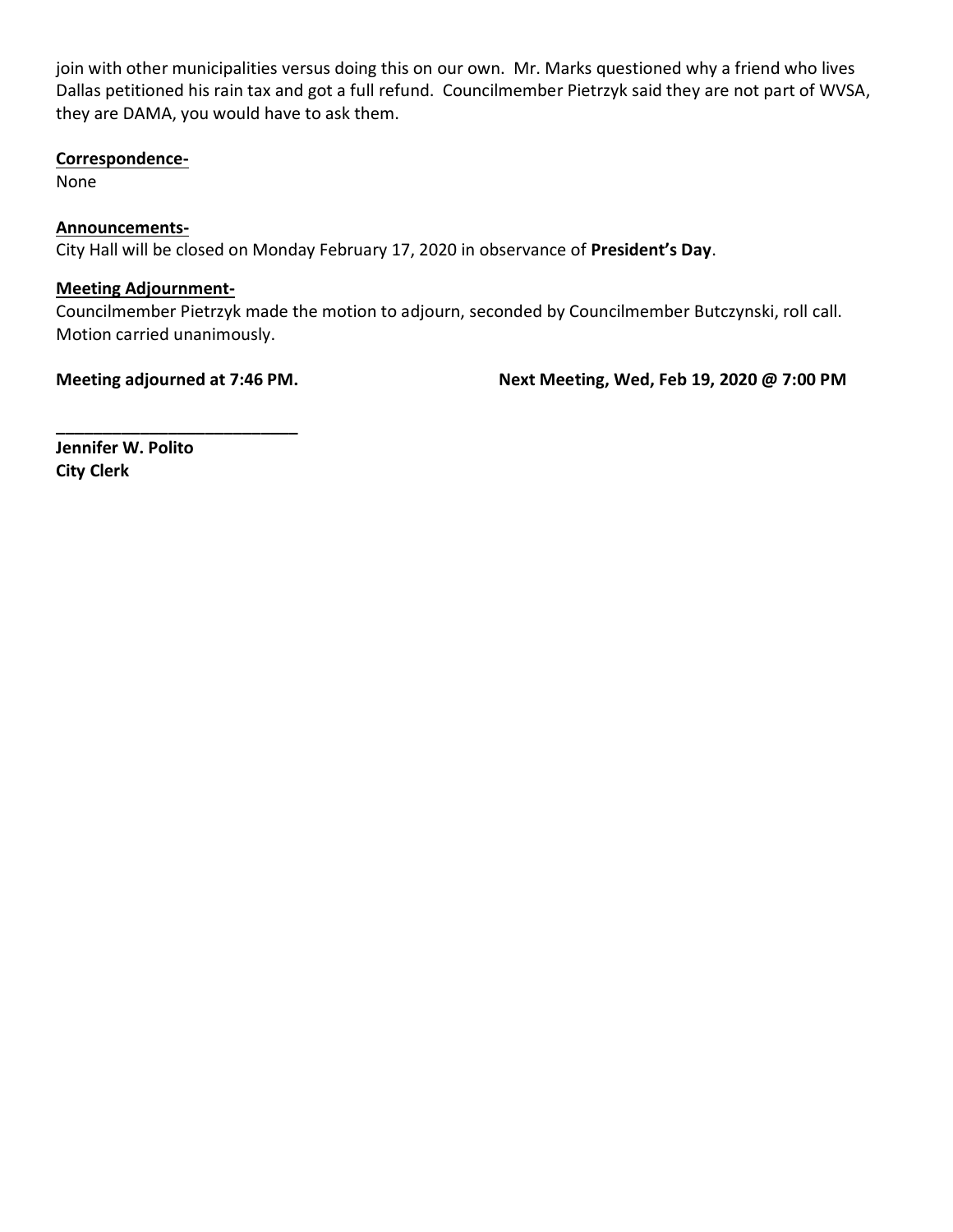join with other municipalities versus doing this on our own. Mr. Marks questioned why a friend who lives Dallas petitioned his rain tax and got a full refund. Councilmember Pietrzyk said they are not part of WVSA, they are DAMA, you would have to ask them.

**Correspondence-**

None

**Announcements-**

City Hall will be closed on Monday February 17, 2020 in observance of **President's Day**.

**Meeting Adjournment-**

Councilmember Pietrzyk made the motion to adjourn, seconded by Councilmember Butczynski, roll call. Motion carried unanimously.

**Meeting adjourned at 7:46 PM.** **Next Meeting, Wed, Feb 19, 2020 @ 7:00 PM**

___________________________

**Jennifer W. Polito**
**City Clerk**